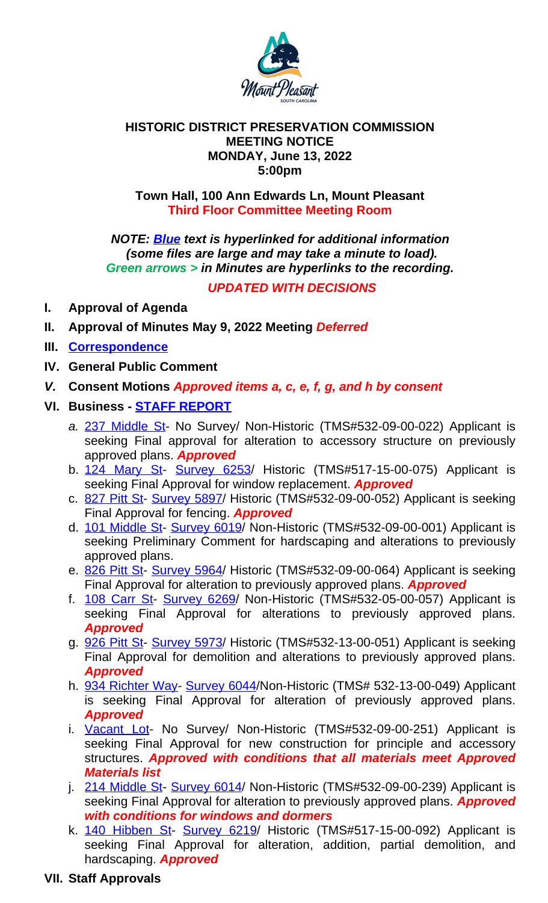**HISTORIC DISTRICT PRESERVATION COMMISSION**
**MEETING NOTICE**
**MONDAY, June 13, 2022**
**5:00pm**

**Town Hall, 100 Ann Edwards Ln, Mount Pleasant**
**Third Floor Committee Meeting Room**

***NOTE: Blue text is hyperlinked for additional information (some files are large and may take a minute to load).***
***Green arrows > in Minutes are hyperlinks to the recording.***

***UPDATED WITH DECISIONS***

- **I. Approval of Agenda**
- **II. Approval of Minutes May 9, 2022 Meeting** ***Deferred***
- **III. Correspondence**
- **IV. General Public Comment**
- ***V.*** **Consent Motions** ***Approved items a, c, e, f, g, and h by consent***
- **VI. Business - STAFF REPORT**
  - *a.* 237 Middle St- No Survey/ Non-Historic (TMS#532-09-00-022) Applicant is seeking Final approval for alteration to accessory structure on previously approved plans. ***Approved***
  - b. 124 Mary St- Survey 6253/ Historic (TMS#517-15-00-075) Applicant is seeking Final Approval for window replacement. ***Approved***
  - c. 827 Pitt St- Survey 5897/ Historic (TMS#532-09-00-052) Applicant is seeking Final Approval for fencing. ***Approved***
  - d. 101 Middle St- Survey 6019/ Non-Historic (TMS#532-09-00-001) Applicant is seeking Preliminary Comment for hardscaping and alterations to previously approved plans.
  - e. 826 Pitt St- Survey 5964/ Historic (TMS#532-09-00-064) Applicant is seeking Final Approval for alteration to previously approved plans. ***Approved***
  - f. 108 Carr St- Survey 6269/ Non-Historic (TMS#532-05-00-057) Applicant is seeking Final Approval for alterations to previously approved plans. ***Approved***
  - g. 926 Pitt St- Survey 5973/ Historic (TMS#532-13-00-051) Applicant is seeking Final Approval for demolition and alterations to previously approved plans. ***Approved***
  - h. 934 Richter Way- Survey 6044/Non-Historic (TMS# 532-13-00-049) Applicant is seeking Final Approval for alteration of previously approved plans. ***Approved***
  - i. Vacant Lot- No Survey/ Non-Historic (TMS#532-09-00-251) Applicant is seeking Final Approval for new construction for principle and accessory structures. ***Approved with conditions that all materials meet Approved Materials list***
  - j. 214 Middle St- Survey 6014/ Non-Historic (TMS#532-09-00-239) Applicant is seeking Final Approval for alteration to previously approved plans. ***Approved with conditions for windows and dormers***
  - k. 140 Hibben St- Survey 6219/ Historic (TMS#517-15-00-092) Applicant is seeking Final Approval for alteration, addition, partial demolition, and hardscaping. ***Approved***
- **VII. Staff Approvals**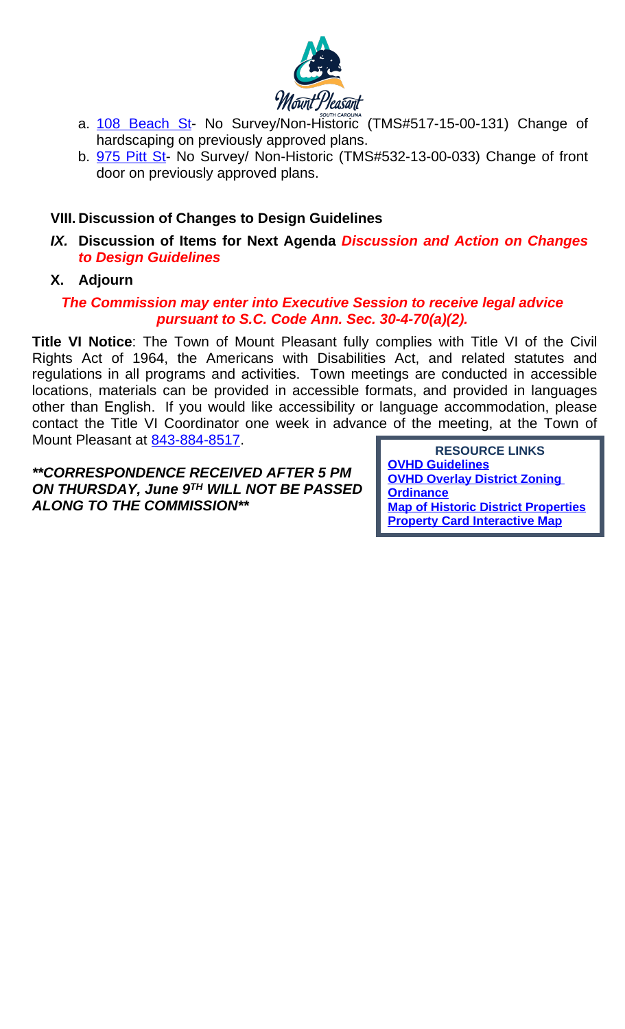a. 108 Beach St- No Survey/Non-Historic (TMS#517-15-00-131) Change of hardscaping on previously approved plans.

b. 975 Pitt St- No Survey/ Non-Historic (TMS#532-13-00-033) Change of front door on previously approved plans.

**VIII. Discussion of Changes to Design Guidelines**

***IX.*** **Discussion of Items for Next Agenda** ***Discussion and Action on Changes to Design Guidelines***

**X. Adjourn**

***The Commission may enter into Executive Session to receive legal advice pursuant to S.C. Code Ann. Sec. 30-4-70(a)(2).***

**Title VI Notice**: The Town of Mount Pleasant fully complies with Title VI of the Civil Rights Act of 1964, the Americans with Disabilities Act, and related statutes and regulations in all programs and activities. Town meetings are conducted in accessible locations, materials can be provided in accessible formats, and provided in languages other than English. If you would like accessibility or language accommodation, please contact the Title VI Coordinator one week in advance of the meeting, at the Town of Mount Pleasant at 843-884-8517.

***\*\*CORRESPONDENCE RECEIVED AFTER 5 PM ON THURSDAY, June 9TH WILL NOT BE PASSED ALONG TO THE COMMISSION\*\****

**RESOURCE LINKS**

**OVHD Guidelines**

**OVHD Overlay District Zoning Ordinance**

**Map of Historic District Properties**

**Property Card Interactive Map**